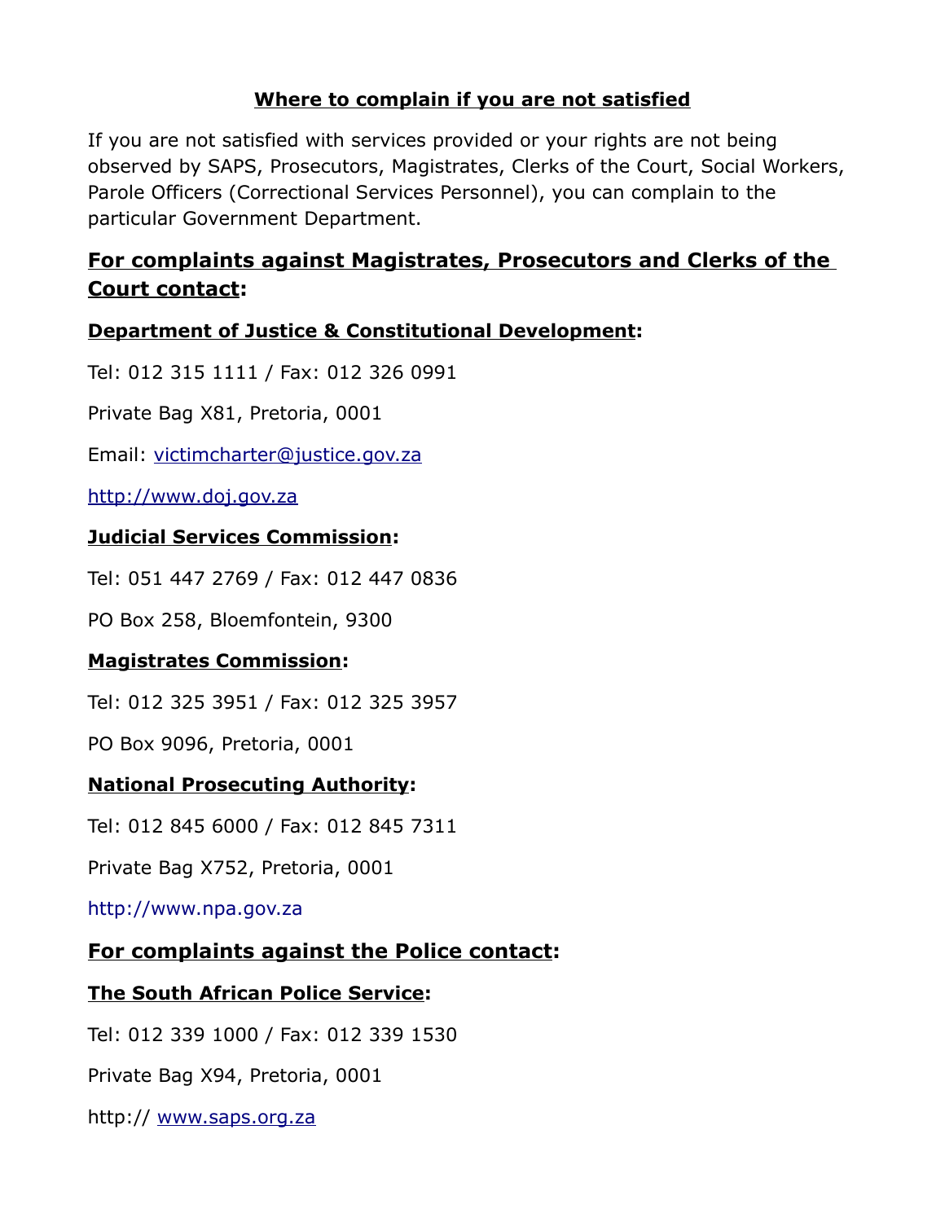## Where to complain if you are not satisfied

If you are not satisfied with services provided or your rights are not being observed by SAPS, Prosecutors, Magistrates, Clerks of the Court, Social Workers, Parole Officers (Correctional Services Personnel), you can complain to the particular Government Department.

## For complaints against Magistrates, Prosecutors and Clerks of the Court contact:

### Department of Justice & Constitutional Development:

Tel: 012 315 1111 / Fax: 012 326 0991

Private Bag X81, Pretoria, 0001

Email: victimcharter@justice.gov.za

http://www.doj.gov.za

### Judicial Services Commission:

Tel: 051 447 2769 / Fax: 012 447 0836

PO Box 258, Bloemfontein, 9300

### Magistrates Commission:

Tel: 012 325 3951 / Fax: 012 325 3957

PO Box 9096, Pretoria, 0001

### National Prosecuting Authority:

Tel: 012 845 6000 / Fax: 012 845 7311

Private Bag X752, Pretoria, 0001

http://www.npa.gov.za

## For complaints against the Police contact:

### The South African Police Service:

Tel: 012 339 1000 / Fax: 012 339 1530

Private Bag X94, Pretoria, 0001

http:// www.saps.org.za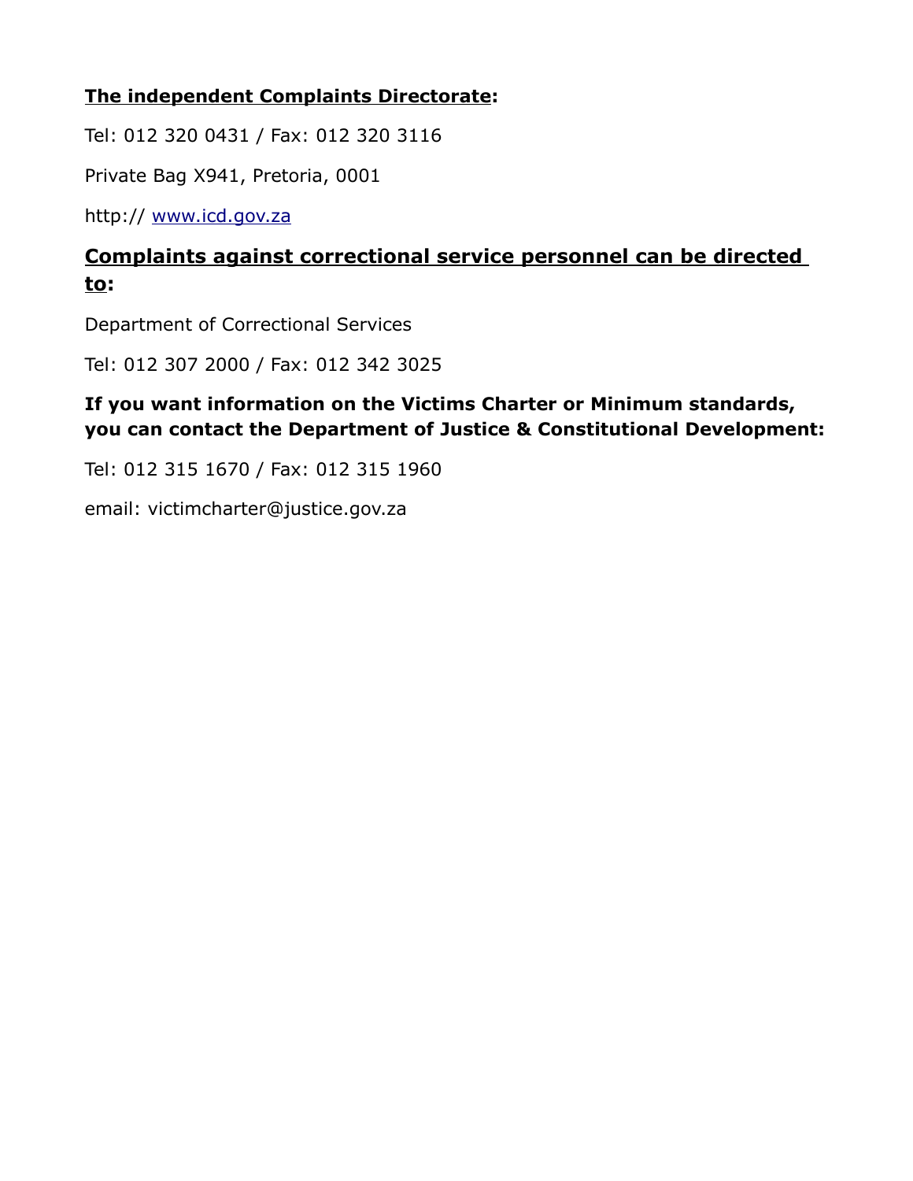**The independent Complaints Directorate:**

Tel: 012 320 0431 / Fax: 012 320 3116

Private Bag X941, Pretoria, 0001

http:// www.icd.gov.za

## Complaints against correctional service personnel can be directed to:

Department of Correctional Services

Tel: 012 307 2000 / Fax: 012 342 3025

**If you want information on the Victims Charter or Minimum standards, you can contact the Department of Justice & Constitutional Development:**

Tel: 012 315 1670 / Fax: 012 315 1960

email: victimcharter@justice.gov.za